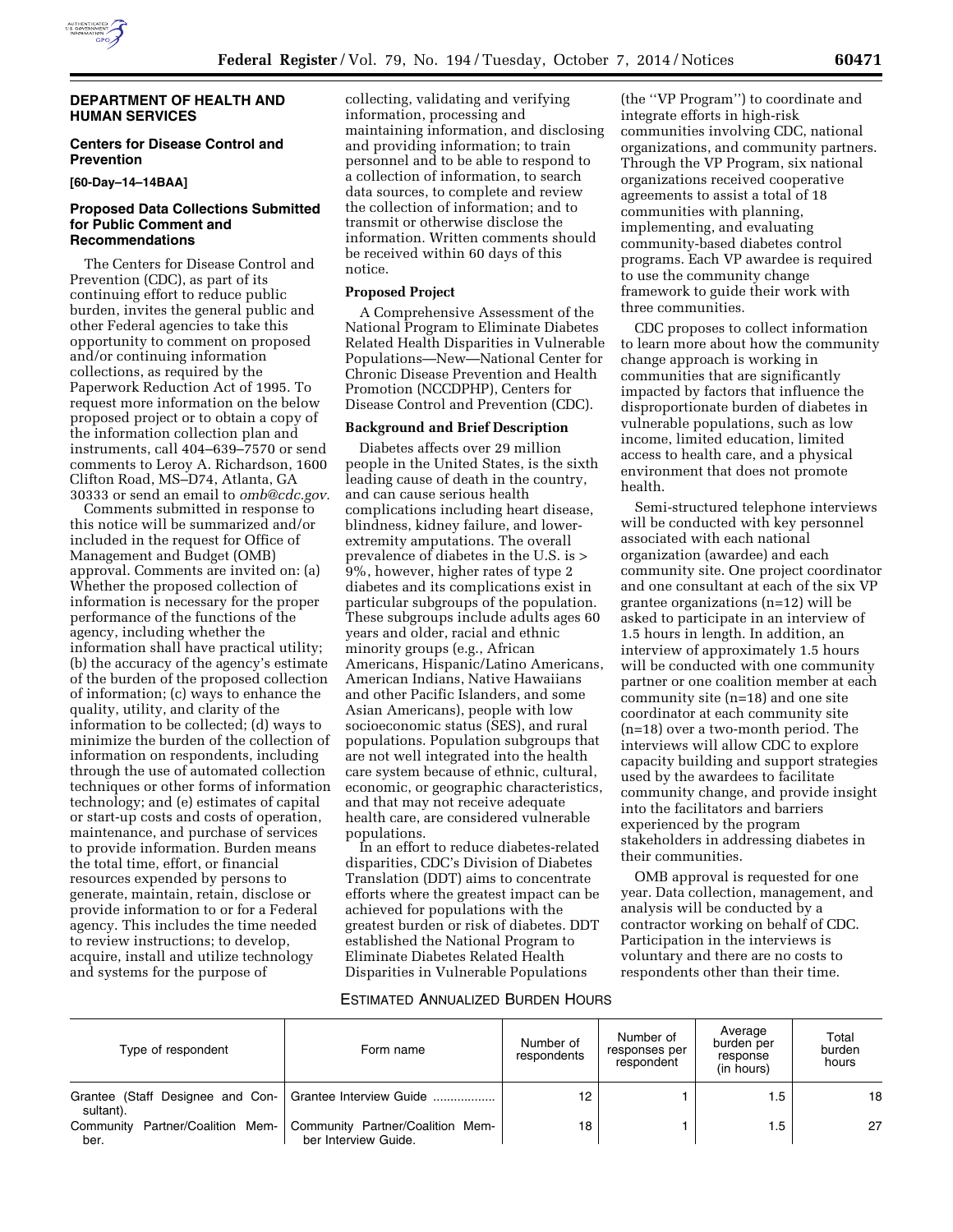## DEPARTMENT OF HEALTH AND HUMAN SERVICES

### Centers for Disease Control and Prevention

**[60-Day–14–14BAA]**

### Proposed Data Collections Submitted for Public Comment and Recommendations

The Centers for Disease Control and Prevention (CDC), as part of its continuing effort to reduce public burden, invites the general public and other Federal agencies to take this opportunity to comment on proposed and/or continuing information collections, as required by the Paperwork Reduction Act of 1995. To request more information on the below proposed project or to obtain a copy of the information collection plan and instruments, call 404–639–7570 or send comments to Leroy A. Richardson, 1600 Clifton Road, MS–D74, Atlanta, GA 30333 or send an email to *omb@cdc.gov.*

Comments submitted in response to this notice will be summarized and/or included in the request for Office of Management and Budget (OMB) approval. Comments are invited on: (a) Whether the proposed collection of information is necessary for the proper performance of the functions of the agency, including whether the information shall have practical utility; (b) the accuracy of the agency's estimate of the burden of the proposed collection of information; (c) ways to enhance the quality, utility, and clarity of the information to be collected; (d) ways to minimize the burden of the collection of information on respondents, including through the use of automated collection techniques or other forms of information technology; and (e) estimates of capital or start-up costs and costs of operation, maintenance, and purchase of services to provide information. Burden means the total time, effort, or financial resources expended by persons to generate, maintain, retain, disclose or provide information to or for a Federal agency. This includes the time needed to review instructions; to develop, acquire, install and utilize technology and systems for the purpose of collecting, validating and verifying information, processing and maintaining information, and disclosing and providing information; to train personnel and to be able to respond to a collection of information, to search data sources, to complete and review the collection of information; and to transmit or otherwise disclose the information. Written comments should be received within 60 days of this notice.

**Proposed Project**

A Comprehensive Assessment of the National Program to Eliminate Diabetes Related Health Disparities in Vulnerable Populations—New—National Center for Chronic Disease Prevention and Health Promotion (NCCDPHP), Centers for Disease Control and Prevention (CDC).

**Background and Brief Description**

Diabetes affects over 29 million people in the United States, is the sixth leading cause of death in the country, and can cause serious health complications including heart disease, blindness, kidney failure, and lower-extremity amputations. The overall prevalence of diabetes in the U.S. is > 9%, however, higher rates of type 2 diabetes and its complications exist in particular subgroups of the population. These subgroups include adults ages 60 years and older, racial and ethnic minority groups (e.g., African Americans, Hispanic/Latino Americans, American Indians, Native Hawaiians and other Pacific Islanders, and some Asian Americans), people with low socioeconomic status (SES), and rural populations. Population subgroups that are not well integrated into the health care system because of ethnic, cultural, economic, or geographic characteristics, and that may not receive adequate health care, are considered vulnerable populations.

In an effort to reduce diabetes-related disparities, CDC's Division of Diabetes Translation (DDT) aims to concentrate efforts where the greatest impact can be achieved for populations with the greatest burden or risk of diabetes. DDT established the National Program to Eliminate Diabetes Related Health Disparities in Vulnerable Populations (the ''VP Program'') to coordinate and integrate efforts in high-risk communities involving CDC, national organizations, and community partners. Through the VP Program, six national organizations received cooperative agreements to assist a total of 18 communities with planning, implementing, and evaluating community-based diabetes control programs. Each VP awardee is required to use the community change framework to guide their work with three communities.

CDC proposes to collect information to learn more about how the community change approach is working in communities that are significantly impacted by factors that influence the disproportionate burden of diabetes in vulnerable populations, such as low income, limited education, limited access to health care, and a physical environment that does not promote health.

Semi-structured telephone interviews will be conducted with key personnel associated with each national organization (awardee) and each community site. One project coordinator and one consultant at each of the six VP grantee organizations (n=12) will be asked to participate in an interview of 1.5 hours in length. In addition, an interview of approximately 1.5 hours will be conducted with one community partner or one coalition member at each community site (n=18) and one site coordinator at each community site (n=18) over a two-month period. The interviews will allow CDC to explore capacity building and support strategies used by the awardees to facilitate community change, and provide insight into the facilitators and barriers experienced by the program stakeholders in addressing diabetes in their communities.

OMB approval is requested for one year. Data collection, management, and analysis will be conducted by a contractor working on behalf of CDC. Participation in the interviews is voluntary and there are no costs to respondents other than their time.

ESTIMATED ANNUALIZED BURDEN HOURS

| Type of respondent | Form name | Number of respondents | Number of responses per respondent | Average burden per response (in hours) | Total burden hours |
|---|---|---|---|---|---|
| Grantee (Staff Designee and Consultant). | Grantee Interview Guide | 12 | 1 | 1.5 | 18 |
| Community Partner/Coalition Member. | Community Partner/Coalition Member Interview Guide. | 18 | 1 | 1.5 | 27 |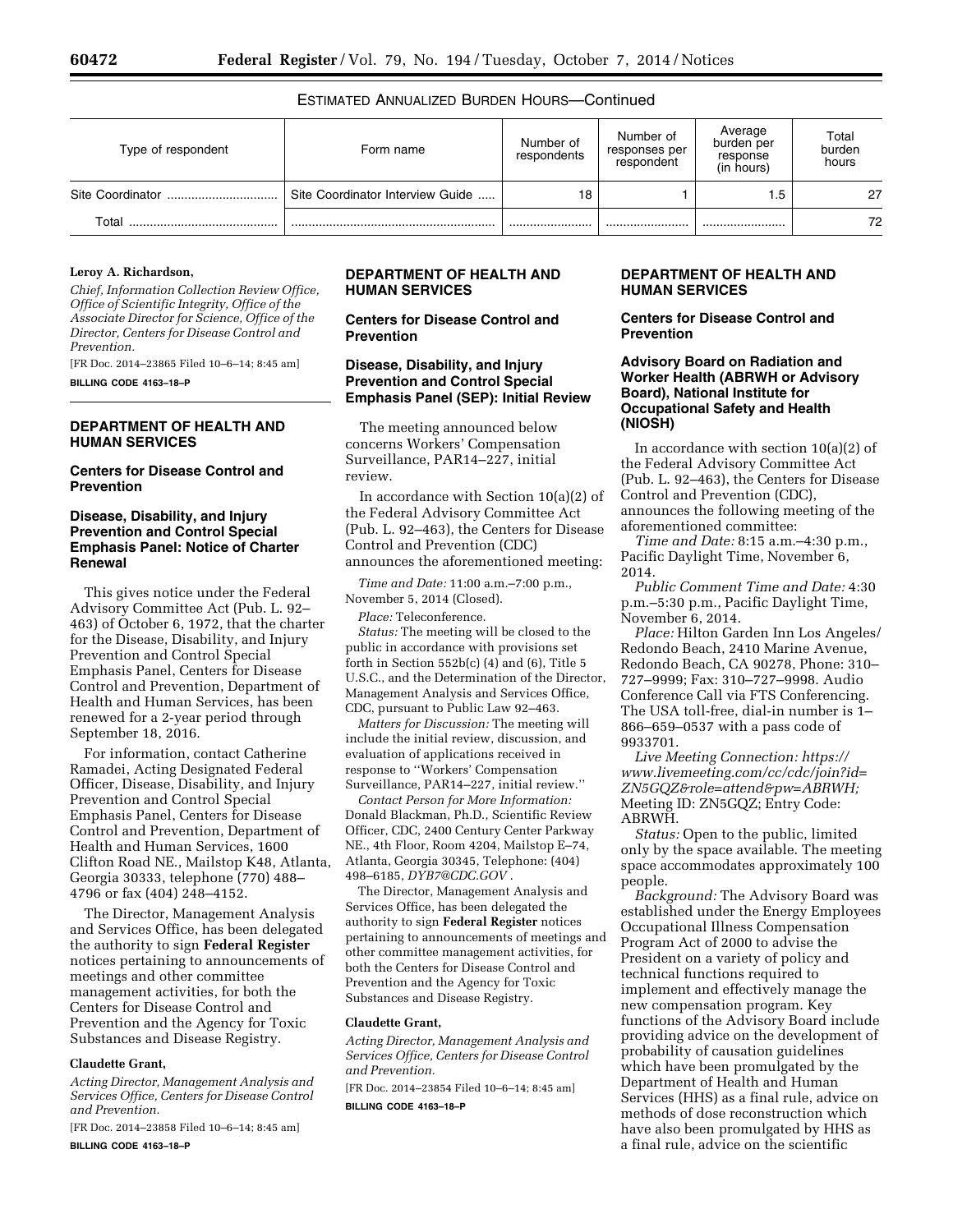ESTIMATED ANNUALIZED BURDEN HOURS—Continued

| Type of respondent | Form name | Number of respondents | Number of responses per respondent | Average burden per response (in hours) | Total burden hours |
|---|---|---|---|---|---|
| Site Coordinator | Site Coordinator Interview Guide | 18 | 1 | 1.5 | 27 |
| Total | | | | | 72 |

**Leroy A. Richardson,**

*Chief, Information Collection Review Office, Office of Scientific Integrity, Office of the Associate Director for Science, Office of the Director, Centers for Disease Control and Prevention.*

[FR Doc. 2014–23865 Filed 10–6–14; 8:45 am]

**BILLING CODE 4163–18–P**

## DEPARTMENT OF HEALTH AND HUMAN SERVICES

### Centers for Disease Control and Prevention

### Disease, Disability, and Injury Prevention and Control Special Emphasis Panel: Notice of Charter Renewal

This gives notice under the Federal Advisory Committee Act (Pub. L. 92–463) of October 6, 1972, that the charter for the Disease, Disability, and Injury Prevention and Control Special Emphasis Panel, Centers for Disease Control and Prevention, Department of Health and Human Services, has been renewed for a 2-year period through September 18, 2016.

For information, contact Catherine Ramadei, Acting Designated Federal Officer, Disease, Disability, and Injury Prevention and Control Special Emphasis Panel, Centers for Disease Control and Prevention, Department of Health and Human Services, 1600 Clifton Road NE., Mailstop K48, Atlanta, Georgia 30333, telephone (770) 488–4796 or fax (404) 248–4152.

The Director, Management Analysis and Services Office, has been delegated the authority to sign **Federal Register** notices pertaining to announcements of meetings and other committee management activities, for both the Centers for Disease Control and Prevention and the Agency for Toxic Substances and Disease Registry.

**Claudette Grant,**

*Acting Director, Management Analysis and Services Office, Centers for Disease Control and Prevention.*

[FR Doc. 2014–23858 Filed 10–6–14; 8:45 am]

**BILLING CODE 4163–18–P**

## DEPARTMENT OF HEALTH AND HUMAN SERVICES

### Centers for Disease Control and Prevention

### Disease, Disability, and Injury Prevention and Control Special Emphasis Panel (SEP): Initial Review

The meeting announced below concerns Workers' Compensation Surveillance, PAR14–227, initial review.

In accordance with Section 10(a)(2) of the Federal Advisory Committee Act (Pub. L. 92–463), the Centers for Disease Control and Prevention (CDC) announces the aforementioned meeting:

*Time and Date:* 11:00 a.m.–7:00 p.m., November 5, 2014 (Closed).

*Place:* Teleconference.

*Status:* The meeting will be closed to the public in accordance with provisions set forth in Section 552b(c) (4) and (6), Title 5 U.S.C., and the Determination of the Director, Management Analysis and Services Office, CDC, pursuant to Public Law 92–463.

*Matters for Discussion:* The meeting will include the initial review, discussion, and evaluation of applications received in response to ''Workers' Compensation Surveillance, PAR14–227, initial review.''

*Contact Person for More Information:* Donald Blackman, Ph.D., Scientific Review Officer, CDC, 2400 Century Center Parkway NE., 4th Floor, Room 4204, Mailstop E–74, Atlanta, Georgia 30345, Telephone: (404) 498–6185, *DYB7@CDC.GOV*.

The Director, Management Analysis and Services Office, has been delegated the authority to sign **Federal Register** notices pertaining to announcements of meetings and other committee management activities, for both the Centers for Disease Control and Prevention and the Agency for Toxic Substances and Disease Registry.

**Claudette Grant,**

*Acting Director, Management Analysis and Services Office, Centers for Disease Control and Prevention.*

[FR Doc. 2014–23854 Filed 10–6–14; 8:45 am]

**BILLING CODE 4163–18–P**

## DEPARTMENT OF HEALTH AND HUMAN SERVICES

### Centers for Disease Control and Prevention

### Advisory Board on Radiation and Worker Health (ABRWH or Advisory Board), National Institute for Occupational Safety and Health (NIOSH)

In accordance with section 10(a)(2) of the Federal Advisory Committee Act (Pub. L. 92–463), the Centers for Disease Control and Prevention (CDC), announces the following meeting of the aforementioned committee:

*Time and Date:* 8:15 a.m.–4:30 p.m., Pacific Daylight Time, November 6, 2014.

*Public Comment Time and Date:* 4:30 p.m.–5:30 p.m., Pacific Daylight Time, November 6, 2014.

*Place:* Hilton Garden Inn Los Angeles/Redondo Beach, 2410 Marine Avenue, Redondo Beach, CA 90278, Phone: 310–727–9999; Fax: 310–727–9998. Audio Conference Call via FTS Conferencing. The USA toll-free, dial-in number is 1–866–659–0537 with a pass code of 9933701.

*Live Meeting Connection: https://www.livemeeting.com/cc/cdc/join?id=ZN5GQZ&role=attend&pw=ABRWH;* Meeting ID: ZN5GQZ; Entry Code: ABRWH.

*Status:* Open to the public, limited only by the space available. The meeting space accommodates approximately 100 people.

*Background:* The Advisory Board was established under the Energy Employees Occupational Illness Compensation Program Act of 2000 to advise the President on a variety of policy and technical functions required to implement and effectively manage the new compensation program. Key functions of the Advisory Board include providing advice on the development of probability of causation guidelines which have been promulgated by the Department of Health and Human Services (HHS) as a final rule, advice on methods of dose reconstruction which have also been promulgated by HHS as a final rule, advice on the scientific